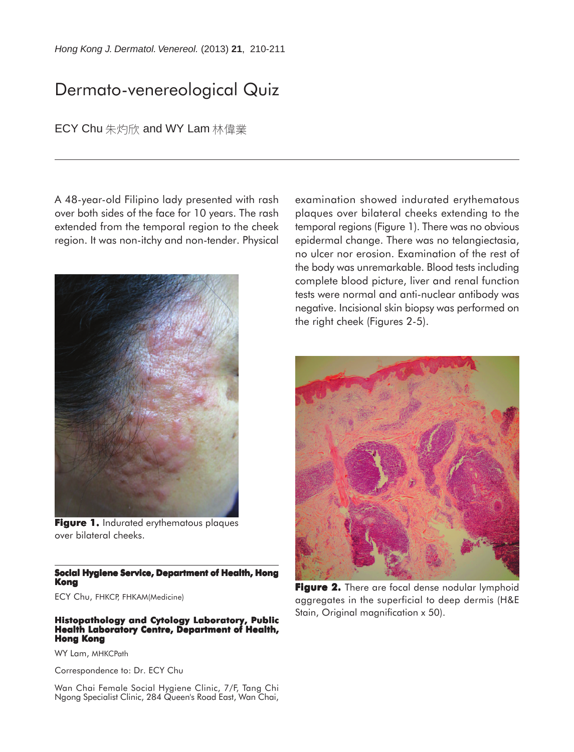# Dermato-venereological Quiz

ECY Chu 朱灼欣 and WY Lam 林偉業

A 48-year-old Filipino lady presented with rash over both sides of the face for 10 years. The rash extended from the temporal region to the cheek region. It was non-itchy and non-tender. Physical examination showed indurated erythematous plaques over bilateral cheeks extending to the temporal regions (Figure 1). There was no obvious epidermal change. There was no telangiectasia, no ulcer nor erosion. Examination of the rest of the body was unremarkable. Blood tests including complete blood picture, liver and renal function tests were normal and anti-nuclear antibody was negative. Incisional skin biopsy was performed on the right cheek (Figures 2-5).

**Figure 1.** Indurated erythematous plaques over bilateral cheeks.

**Figure 2.** There are focal dense nodular lymphoid aggregates in the superficial to deep dermis (H&E Stain, Original magnification x 50).

**Social Hygiene Service, Department of Health, Hong Kong**

ECY Chu, FHKCP, FHKAM(Medicine)

**Histopathology and Cytology Laboratory, Public Health Laboratory Centre, Department of Health, Hong Kong**

WY Lam, MHKCPath

Correspondence to: Dr. ECY Chu

Wan Chai Female Social Hygiene Clinic, 7/F, Tang Chi Ngong Specialist Clinic, 284 Queen's Road East, Wan Chai,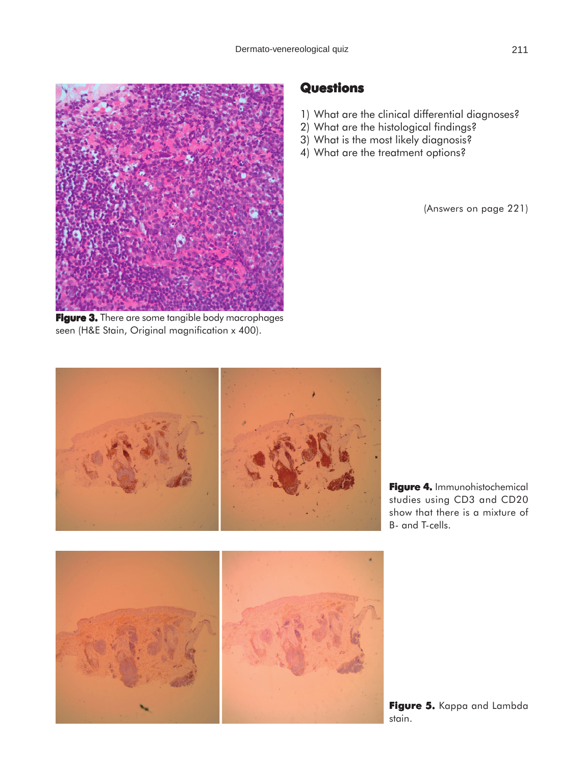Figure 3. There are some tangible body macrophages seen (H&E Stain, Original magnification x 400).

## Questions

1) What are the clinical differential diagnoses?
2) What are the histological findings?
3) What is the most likely diagnosis?
4) What are the treatment options?

(Answers on page 221)

**Figure 4.** Immunohistochemical studies using CD3 and CD20 show that there is a mixture of B- and T-cells.

**Figure 5.** Kappa and Lambda stain.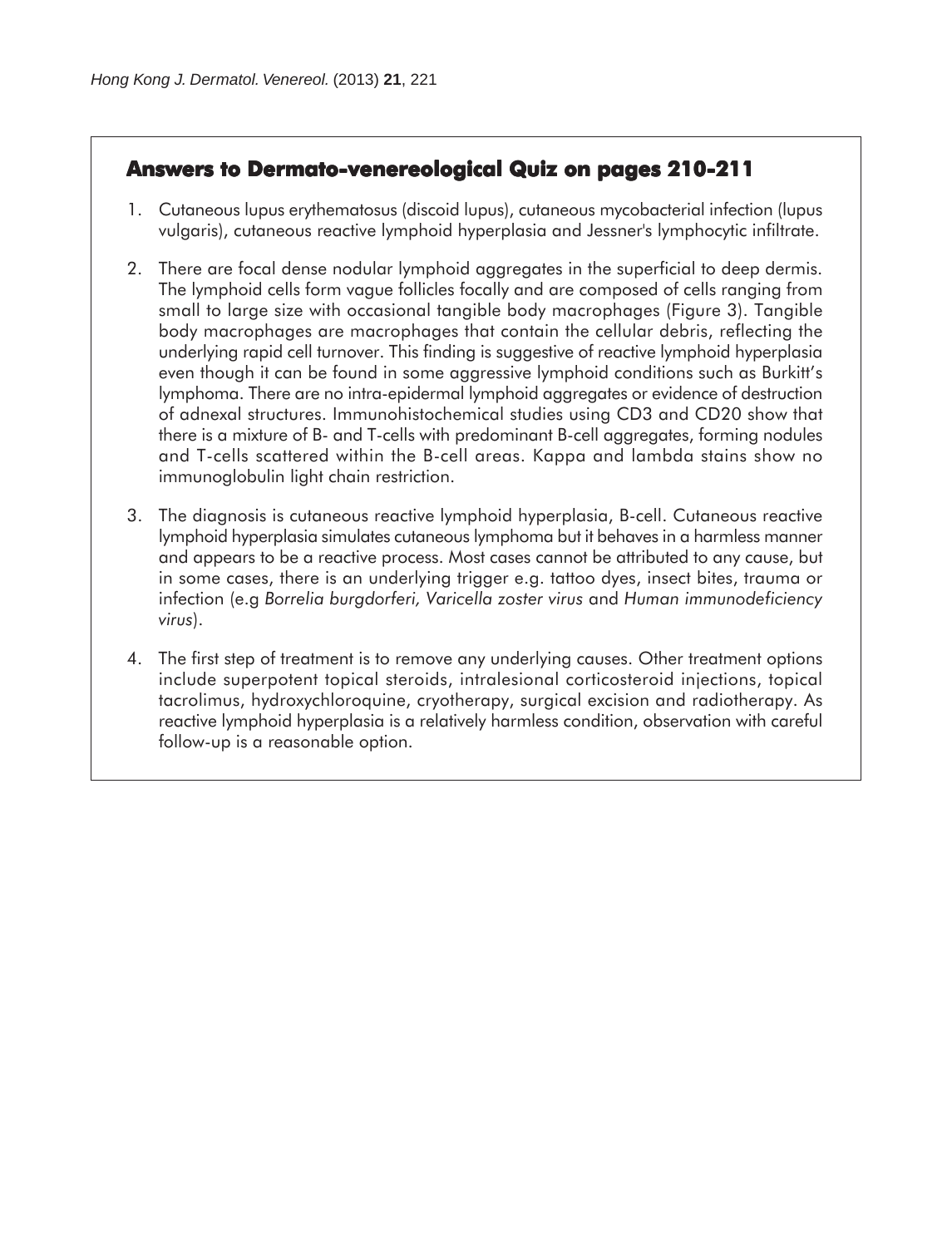## Answers to Dermato-venereological Quiz on pages 210-211

1. Cutaneous lupus erythematosus (discoid lupus), cutaneous mycobacterial infection (lupus vulgaris), cutaneous reactive lymphoid hyperplasia and Jessner's lymphocytic infiltrate.

2. There are focal dense nodular lymphoid aggregates in the superficial to deep dermis. The lymphoid cells form vague follicles focally and are composed of cells ranging from small to large size with occasional tangible body macrophages (Figure 3). Tangible body macrophages are macrophages that contain the cellular debris, reflecting the underlying rapid cell turnover. This finding is suggestive of reactive lymphoid hyperplasia even though it can be found in some aggressive lymphoid conditions such as Burkitt's lymphoma. There are no intra-epidermal lymphoid aggregates or evidence of destruction of adnexal structures. Immunohistochemical studies using CD3 and CD20 show that there is a mixture of B- and T-cells with predominant B-cell aggregates, forming nodules and T-cells scattered within the B-cell areas. Kappa and lambda stains show no immunoglobulin light chain restriction.

3. The diagnosis is cutaneous reactive lymphoid hyperplasia, B-cell. Cutaneous reactive lymphoid hyperplasia simulates cutaneous lymphoma but it behaves in a harmless manner and appears to be a reactive process. Most cases cannot be attributed to any cause, but in some cases, there is an underlying trigger e.g. tattoo dyes, insect bites, trauma or infection (e.g *Borrelia burgdorferi, Varicella zoster virus* and *Human immunodeficiency virus*).

4. The first step of treatment is to remove any underlying causes. Other treatment options include superpotent topical steroids, intralesional corticosteroid injections, topical tacrolimus, hydroxychloroquine, cryotherapy, surgical excision and radiotherapy. As reactive lymphoid hyperplasia is a relatively harmless condition, observation with careful follow-up is a reasonable option.